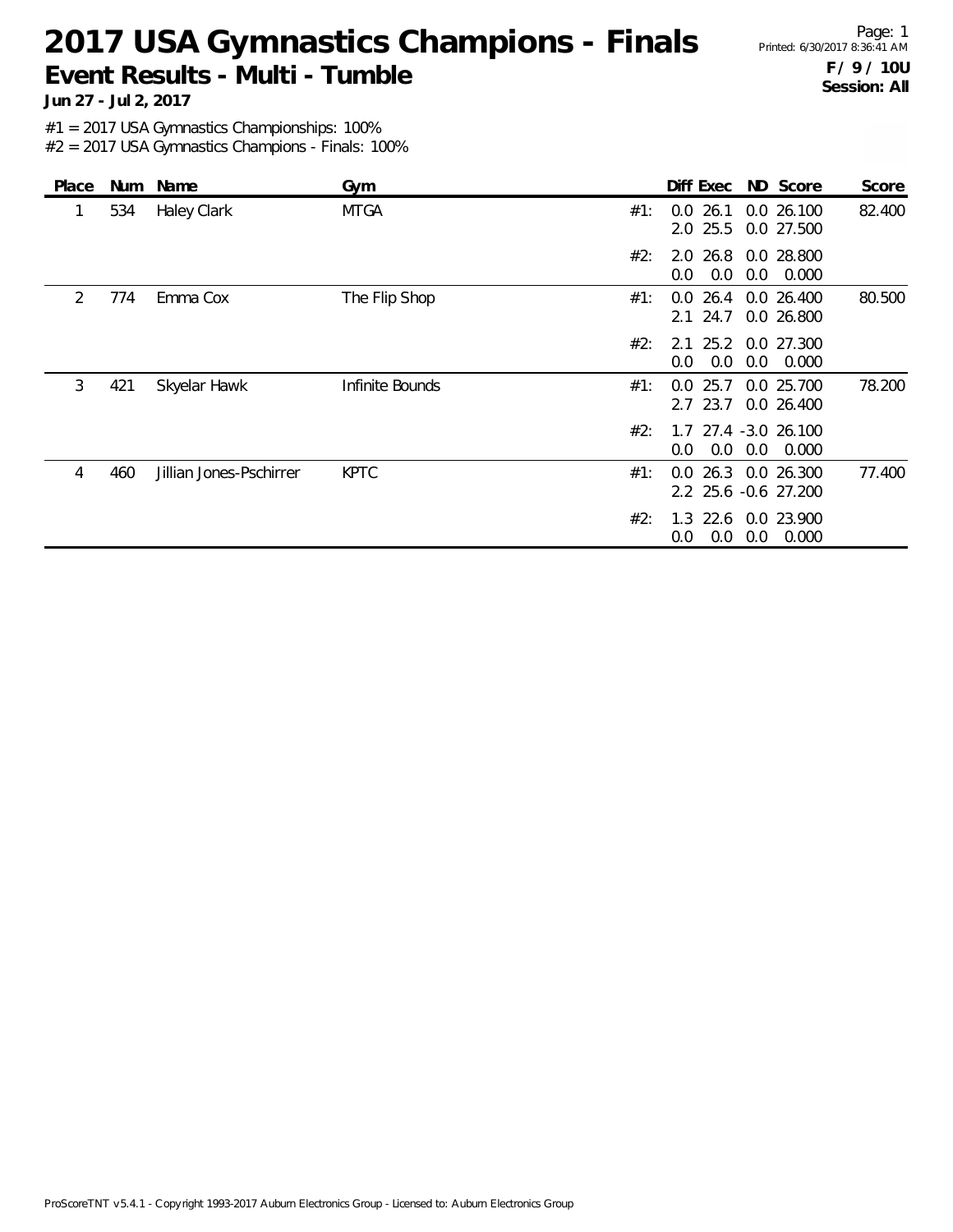# 2017 USA Gymnastics Champions - Finals

## Event Results - Multi - Tumble

**Jun 27 - Jul 2, 2017**

Printed: 6/30/2017 8:36:41 AM

**F / 9 / 10U**
**Session: All**

#1 = 2017 USA Gymnastics Championships: 100%
#2 = 2017 USA Gymnastics Champions - Finals: 100%

| Place | Num | Name | Gym | | Diff | Exec | ND | Score | Score |
|---|---|---|---|---|---|---|---|---|---|
| 1 | 534 | Haley Clark | MTGA | #1: | 0.0 | 26.1 | 0.0 | 26.100 | 82.400 |
| | | | | | 2.0 | 25.5 | 0.0 | 27.500 | |
| | | | | #2: | 2.0 | 26.8 | 0.0 | 28.800 | |
| | | | | | 0.0 | 0.0 | 0.0 | 0.000 | |
| 2 | 774 | Emma Cox | The Flip Shop | #1: | 0.0 | 26.4 | 0.0 | 26.400 | 80.500 |
| | | | | | 2.1 | 24.7 | 0.0 | 26.800 | |
| | | | | #2: | 2.1 | 25.2 | 0.0 | 27.300 | |
| | | | | | 0.0 | 0.0 | 0.0 | 0.000 | |
| 3 | 421 | Skyelar Hawk | Infinite Bounds | #1: | 0.0 | 25.7 | 0.0 | 25.700 | 78.200 |
| | | | | | 2.7 | 23.7 | 0.0 | 26.400 | |
| | | | | #2: | 1.7 | 27.4 | -3.0 | 26.100 | |
| | | | | | 0.0 | 0.0 | 0.0 | 0.000 | |
| 4 | 460 | Jillian Jones-Pschirrer | KPTC | #1: | 0.0 | 26.3 | 0.0 | 26.300 | 77.400 |
| | | | | | 2.2 | 25.6 | -0.6 | 27.200 | |
| | | | | #2: | 1.3 | 22.6 | 0.0 | 23.900 | |
| | | | | | 0.0 | 0.0 | 0.0 | 0.000 | |

ProScoreTNT v5.4.1 - Copyright 1993-2017 Auburn Electronics Group - Licensed to: Auburn Electronics Group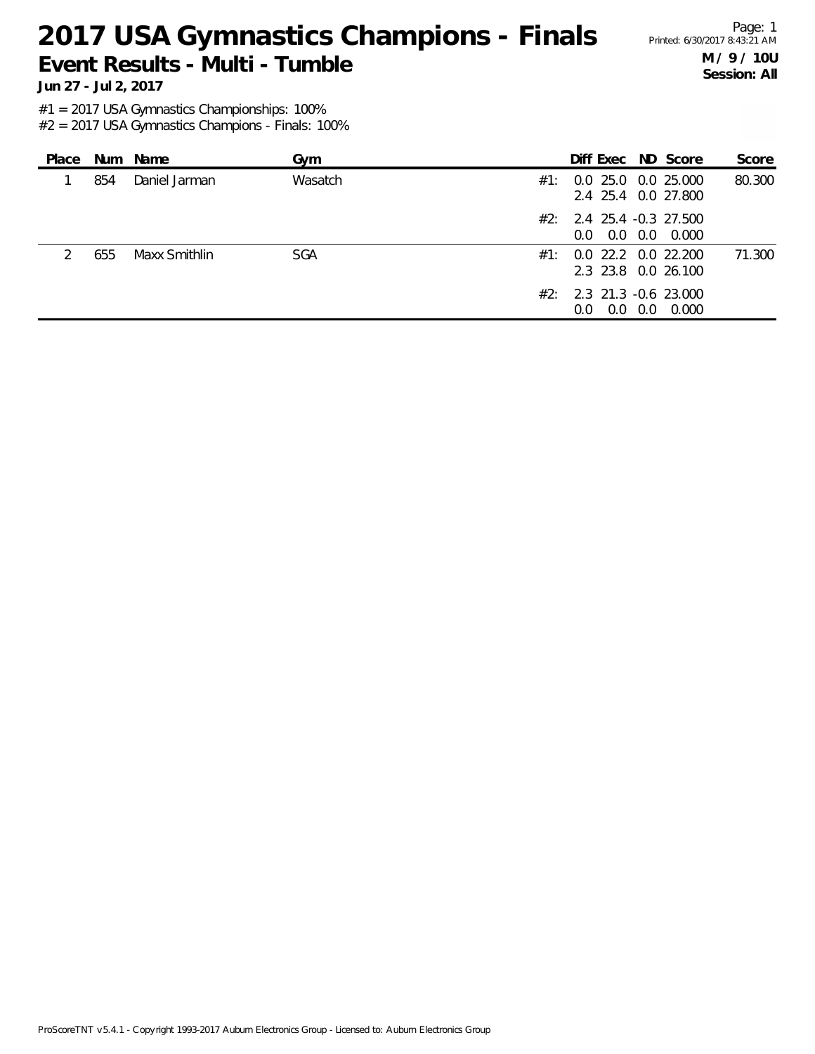# 2017 USA Gymnastics Champions - Finals

## Event Results - Multi - Tumble

**Jun 27 - Jul 2, 2017**

**M / 9 / 10U**
**Session: All**

#1 = 2017 USA Gymnastics Championships: 100%
#2 = 2017 USA Gymnastics Champions - Finals: 100%

| Place | Num | Name | Gym | | Diff | Exec | ND | Score | Score |
|---|---|---|---|---|---|---|---|---|---|
| 1 | 854 | Daniel Jarman | Wasatch | #1: | 0.0 | 25.0 | 0.0 | 25.000 | 80.300 |
| | | | | | 2.4 | 25.4 | 0.0 | 27.800 | |
| | | | | #2: | 2.4 | 25.4 | -0.3 | 27.500 | |
| | | | | | 0.0 | 0.0 | 0.0 | 0.000 | |
| 2 | 655 | Maxx Smithlin | SGA | #1: | 0.0 | 22.2 | 0.0 | 22.200 | 71.300 |
| | | | | | 2.3 | 23.8 | 0.0 | 26.100 | |
| | | | | #2: | 2.3 | 21.3 | -0.6 | 23.000 | |
| | | | | | 0.0 | 0.0 | 0.0 | 0.000 | |

ProScoreTNT v5.4.1 - Copyright 1993-2017 Auburn Electronics Group - Licensed to: Auburn Electronics Group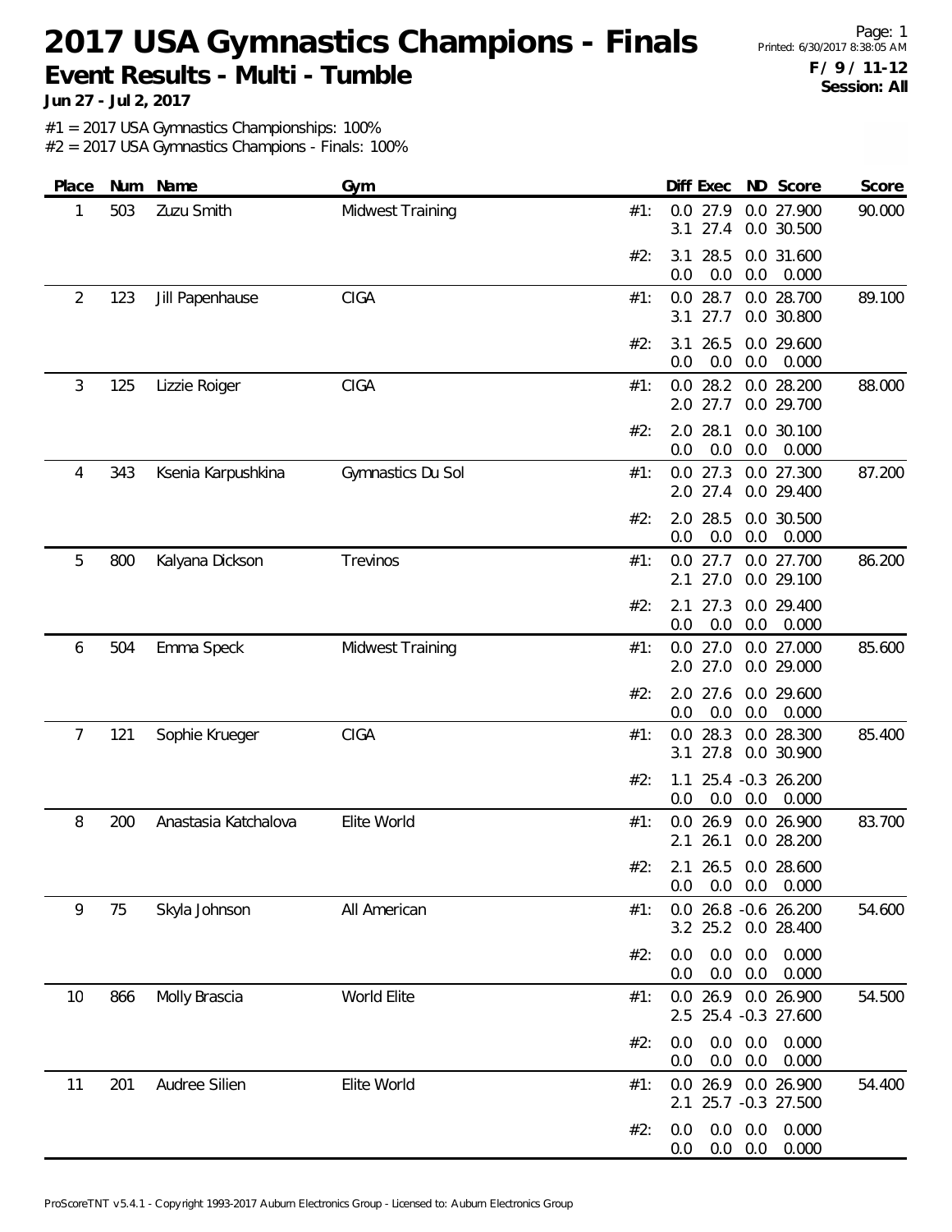# 2017 USA Gymnastics Champions - Finals

## Event Results - Multi - Tumble

**Jun 27 - Jul 2, 2017**

Printed: 6/30/2017 8:38:05 AM

**F / 9 / 11-12**
**Session: All**

#1 = 2017 USA Gymnastics Championships: 100%
#2 = 2017 USA Gymnastics Champions - Finals: 100%

| Place | Num | Name | Gym | | Diff | Exec | ND | Score | Score |
|---|---|---|---|---|---|---|---|---|---|
| 1 | 503 | Zuzu Smith | Midwest Training | #1: | 0.0 | 27.9 | 0.0 | 27.900 | 90.000 |
| | | | | | 3.1 | 27.4 | 0.0 | 30.500 | |
| | | | | #2: | 3.1 | 28.5 | 0.0 | 31.600 | |
| | | | | | 0.0 | 0.0 | 0.0 | 0.000 | |
| 2 | 123 | Jill Papenhause | CIGA | #1: | 0.0 | 28.7 | 0.0 | 28.700 | 89.100 |
| | | | | | 3.1 | 27.7 | 0.0 | 30.800 | |
| | | | | #2: | 3.1 | 26.5 | 0.0 | 29.600 | |
| | | | | | 0.0 | 0.0 | 0.0 | 0.000 | |
| 3 | 125 | Lizzie Roiger | CIGA | #1: | 0.0 | 28.2 | 0.0 | 28.200 | 88.000 |
| | | | | | 2.0 | 27.7 | 0.0 | 29.700 | |
| | | | | #2: | 2.0 | 28.1 | 0.0 | 30.100 | |
| | | | | | 0.0 | 0.0 | 0.0 | 0.000 | |
| 4 | 343 | Ksenia Karpushkina | Gymnastics Du Sol | #1: | 0.0 | 27.3 | 0.0 | 27.300 | 87.200 |
| | | | | | 2.0 | 27.4 | 0.0 | 29.400 | |
| | | | | #2: | 2.0 | 28.5 | 0.0 | 30.500 | |
| | | | | | 0.0 | 0.0 | 0.0 | 0.000 | |
| 5 | 800 | Kalyana Dickson | Trevinos | #1: | 0.0 | 27.7 | 0.0 | 27.700 | 86.200 |
| | | | | | 2.1 | 27.0 | 0.0 | 29.100 | |
| | | | | #2: | 2.1 | 27.3 | 0.0 | 29.400 | |
| | | | | | 0.0 | 0.0 | 0.0 | 0.000 | |
| 6 | 504 | Emma Speck | Midwest Training | #1: | 0.0 | 27.0 | 0.0 | 27.000 | 85.600 |
| | | | | | 2.0 | 27.0 | 0.0 | 29.000 | |
| | | | | #2: | 2.0 | 27.6 | 0.0 | 29.600 | |
| | | | | | 0.0 | 0.0 | 0.0 | 0.000 | |
| 7 | 121 | Sophie Krueger | CIGA | #1: | 0.0 | 28.3 | 0.0 | 28.300 | 85.400 |
| | | | | | 3.1 | 27.8 | 0.0 | 30.900 | |
| | | | | #2: | 1.1 | 25.4 | -0.3 | 26.200 | |
| | | | | | 0.0 | 0.0 | 0.0 | 0.000 | |
| 8 | 200 | Anastasia Katchalova | Elite World | #1: | 0.0 | 26.9 | 0.0 | 26.900 | 83.700 |
| | | | | | 2.1 | 26.1 | 0.0 | 28.200 | |
| | | | | #2: | 2.1 | 26.5 | 0.0 | 28.600 | |
| | | | | | 0.0 | 0.0 | 0.0 | 0.000 | |
| 9 | 75 | Skyla Johnson | All American | #1: | 0.0 | 26.8 | -0.6 | 26.200 | 54.600 |
| | | | | | 3.2 | 25.2 | 0.0 | 28.400 | |
| | | | | #2: | 0.0 | 0.0 | 0.0 | 0.000 | |
| | | | | | 0.0 | 0.0 | 0.0 | 0.000 | |
| 10 | 866 | Molly Brascia | World Elite | #1: | 0.0 | 26.9 | 0.0 | 26.900 | 54.500 |
| | | | | | 2.5 | 25.4 | -0.3 | 27.600 | |
| | | | | #2: | 0.0 | 0.0 | 0.0 | 0.000 | |
| | | | | | 0.0 | 0.0 | 0.0 | 0.000 | |
| 11 | 201 | Audree Silien | Elite World | #1: | 0.0 | 26.9 | 0.0 | 26.900 | 54.400 |
| | | | | | 2.1 | 25.7 | -0.3 | 27.500 | |
| | | | | #2: | 0.0 | 0.0 | 0.0 | 0.000 | |
| | | | | | 0.0 | 0.0 | 0.0 | 0.000 | |

ProScoreTNT v5.4.1 - Copyright 1993-2017 Auburn Electronics Group - Licensed to: Auburn Electronics Group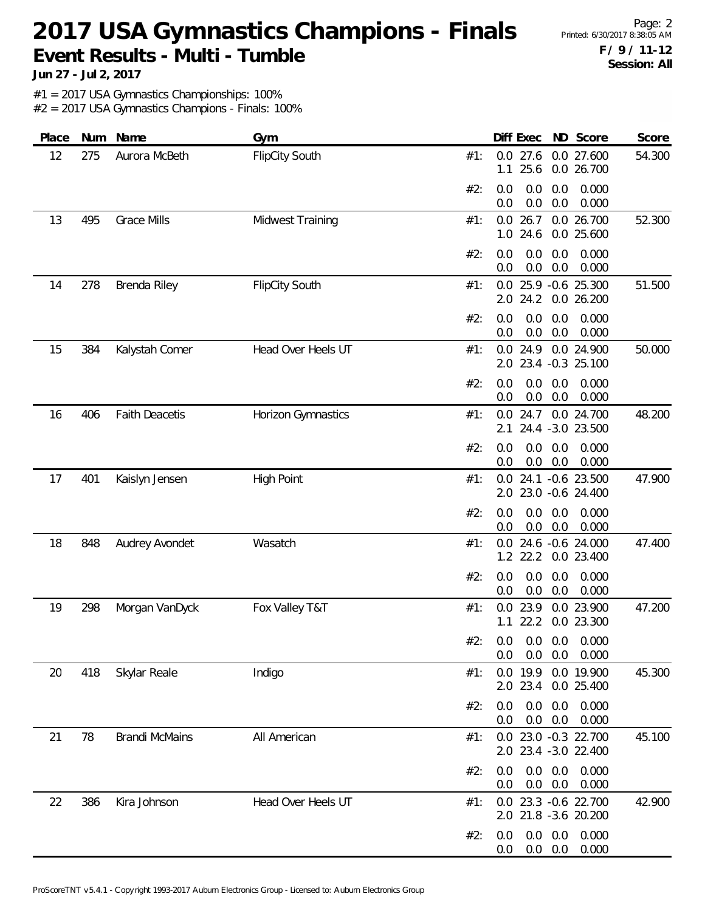# 2017 USA Gymnastics Champions - Finals

## Event Results - Multi - Tumble

**Jun 27 - Jul 2, 2017**

**F / 9 / 11-12**
**Session: All**

#1 = 2017 USA Gymnastics Championships: 100%
#2 = 2017 USA Gymnastics Champions - Finals: 100%

| Place | Num | Name | Gym | | Diff | Exec | ND | Score | Score |
|---|---|---|---|---|---|---|---|---|---|
| 12 | 275 | Aurora McBeth | FlipCity South | #1: | 0.0 | 27.6 | 0.0 | 27.600 | 54.300 |
| | | | | | 1.1 | 25.6 | 0.0 | 26.700 | |
| | | | | #2: | 0.0 | 0.0 | 0.0 | 0.000 | |
| | | | | | 0.0 | 0.0 | 0.0 | 0.000 | |
| 13 | 495 | Grace Mills | Midwest Training | #1: | 0.0 | 26.7 | 0.0 | 26.700 | 52.300 |
| | | | | | 1.0 | 24.6 | 0.0 | 25.600 | |
| | | | | #2: | 0.0 | 0.0 | 0.0 | 0.000 | |
| | | | | | 0.0 | 0.0 | 0.0 | 0.000 | |
| 14 | 278 | Brenda Riley | FlipCity South | #1: | 0.0 | 25.9 | -0.6 | 25.300 | 51.500 |
| | | | | | 2.0 | 24.2 | 0.0 | 26.200 | |
| | | | | #2: | 0.0 | 0.0 | 0.0 | 0.000 | |
| | | | | | 0.0 | 0.0 | 0.0 | 0.000 | |
| 15 | 384 | Kalystah Comer | Head Over Heels UT | #1: | 0.0 | 24.9 | 0.0 | 24.900 | 50.000 |
| | | | | | 2.0 | 23.4 | -0.3 | 25.100 | |
| | | | | #2: | 0.0 | 0.0 | 0.0 | 0.000 | |
| | | | | | 0.0 | 0.0 | 0.0 | 0.000 | |
| 16 | 406 | Faith Deacetis | Horizon Gymnastics | #1: | 0.0 | 24.7 | 0.0 | 24.700 | 48.200 |
| | | | | | 2.1 | 24.4 | -3.0 | 23.500 | |
| | | | | #2: | 0.0 | 0.0 | 0.0 | 0.000 | |
| | | | | | 0.0 | 0.0 | 0.0 | 0.000 | |
| 17 | 401 | Kaislyn Jensen | High Point | #1: | 0.0 | 24.1 | -0.6 | 23.500 | 47.900 |
| | | | | | 2.0 | 23.0 | -0.6 | 24.400 | |
| | | | | #2: | 0.0 | 0.0 | 0.0 | 0.000 | |
| | | | | | 0.0 | 0.0 | 0.0 | 0.000 | |
| 18 | 848 | Audrey Avondet | Wasatch | #1: | 0.0 | 24.6 | -0.6 | 24.000 | 47.400 |
| | | | | | 1.2 | 22.2 | 0.0 | 23.400 | |
| | | | | #2: | 0.0 | 0.0 | 0.0 | 0.000 | |
| | | | | | 0.0 | 0.0 | 0.0 | 0.000 | |
| 19 | 298 | Morgan VanDyck | Fox Valley T&T | #1: | 0.0 | 23.9 | 0.0 | 23.900 | 47.200 |
| | | | | | 1.1 | 22.2 | 0.0 | 23.300 | |
| | | | | #2: | 0.0 | 0.0 | 0.0 | 0.000 | |
| | | | | | 0.0 | 0.0 | 0.0 | 0.000 | |
| 20 | 418 | Skylar Reale | Indigo | #1: | 0.0 | 19.9 | 0.0 | 19.900 | 45.300 |
| | | | | | 2.0 | 23.4 | 0.0 | 25.400 | |
| | | | | #2: | 0.0 | 0.0 | 0.0 | 0.000 | |
| | | | | | 0.0 | 0.0 | 0.0 | 0.000 | |
| 21 | 78 | Brandi McMains | All American | #1: | 0.0 | 23.0 | -0.3 | 22.700 | 45.100 |
| | | | | | 2.0 | 23.4 | -3.0 | 22.400 | |
| | | | | #2: | 0.0 | 0.0 | 0.0 | 0.000 | |
| | | | | | 0.0 | 0.0 | 0.0 | 0.000 | |
| 22 | 386 | Kira Johnson | Head Over Heels UT | #1: | 0.0 | 23.3 | -0.6 | 22.700 | 42.900 |
| | | | | | 2.0 | 21.8 | -3.6 | 20.200 | |
| | | | | #2: | 0.0 | 0.0 | 0.0 | 0.000 | |
| | | | | | 0.0 | 0.0 | 0.0 | 0.000 | |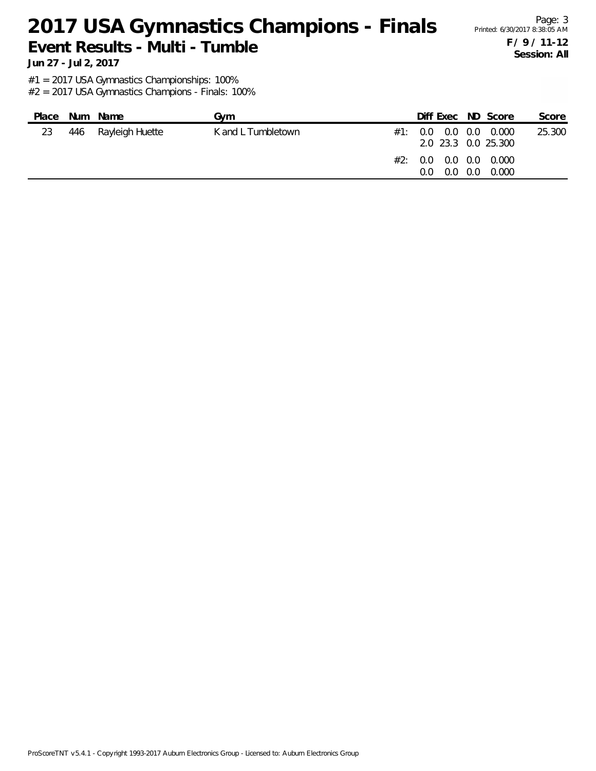# 2017 USA Gymnastics Champions - Finals

## Event Results - Multi - Tumble

**Jun 27 - Jul 2, 2017**

**F / 9 / 11-12**
**Session: All**

#1 = 2017 USA Gymnastics Championships: 100%
#2 = 2017 USA Gymnastics Champions - Finals: 100%

| Place | Num | Name | Gym | | Diff | Exec | ND | Score | Score |
|---|---|---|---|---|---|---|---|---|---|
| 23 | 446 | Rayleigh Huette | K and L Tumbletown | #1: | 0.0 | 0.0 | 0.0 | 0.000 | 25.300 |
| | | | | | 2.0 | 23.3 | 0.0 | 25.300 | |
| | | | | #2: | 0.0 | 0.0 | 0.0 | 0.000 | |
| | | | | | 0.0 | 0.0 | 0.0 | 0.000 | |

ProScoreTNT v5.4.1 - Copyright 1993-2017 Auburn Electronics Group - Licensed to: Auburn Electronics Group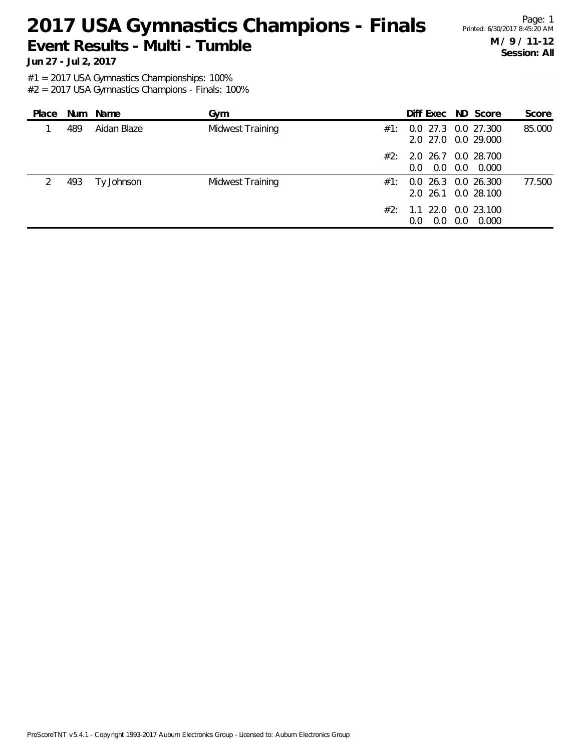# 2017 USA Gymnastics Champions - Finals

## Event Results - Multi - Tumble

**Jun 27 - Jul 2, 2017**

**M / 9 / 11-12**
**Session: All**

#1 = 2017 USA Gymnastics Championships: 100%
#2 = 2017 USA Gymnastics Champions - Finals: 100%

| Place | Num | Name | Gym | | Diff | Exec | ND | Score | Score |
|---|---|---|---|---|---|---|---|---|---|
| 1 | 489 | Aidan Blaze | Midwest Training | #1: | 0.0 | 27.3 | 0.0 | 27.300 | 85.000 |
| | | | | | 2.0 | 27.0 | 0.0 | 29.000 | |
| | | | | #2: | 2.0 | 26.7 | 0.0 | 28.700 | |
| | | | | | 0.0 | 0.0 | 0.0 | 0.000 | |
| 2 | 493 | Ty Johnson | Midwest Training | #1: | 0.0 | 26.3 | 0.0 | 26.300 | 77.500 |
| | | | | | 2.0 | 26.1 | 0.0 | 28.100 | |
| | | | | #2: | 1.1 | 22.0 | 0.0 | 23.100 | |
| | | | | | 0.0 | 0.0 | 0.0 | 0.000 | |

ProScoreTNT v5.4.1 - Copyright 1993-2017 Auburn Electronics Group - Licensed to: Auburn Electronics Group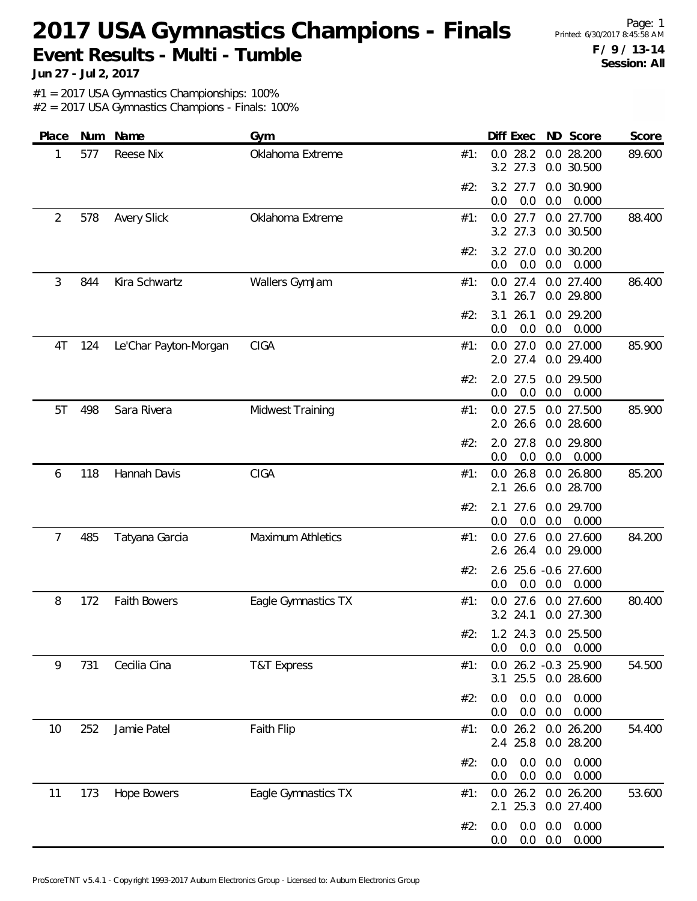# 2017 USA Gymnastics Champions - Finals

## Event Results - Multi - Tumble

**Jun 27 - Jul 2, 2017**

Printed: 6/30/2017 8:45:58 AM

**F / 9 / 13-14**

**Session: All**

#1 = 2017 USA Gymnastics Championships: 100%
#2 = 2017 USA Gymnastics Champions - Finals: 100%

| Place | Num | Name | Gym | | Diff | Exec | ND | Score | Score |
|---|---|---|---|---|---|---|---|---|---|
| 1 | 577 | Reese Nix | Oklahoma Extreme | #1: | 0.0 | 28.2 | 0.0 | 28.200 | 89.600 |
| | | | | | 3.2 | 27.3 | 0.0 | 30.500 | |
| | | | | #2: | 3.2 | 27.7 | 0.0 | 30.900 | |
| | | | | | 0.0 | 0.0 | 0.0 | 0.000 | |
| 2 | 578 | Avery Slick | Oklahoma Extreme | #1: | 0.0 | 27.7 | 0.0 | 27.700 | 88.400 |
| | | | | | 3.2 | 27.3 | 0.0 | 30.500 | |
| | | | | #2: | 3.2 | 27.0 | 0.0 | 30.200 | |
| | | | | | 0.0 | 0.0 | 0.0 | 0.000 | |
| 3 | 844 | Kira Schwartz | Wallers GymJam | #1: | 0.0 | 27.4 | 0.0 | 27.400 | 86.400 |
| | | | | | 3.1 | 26.7 | 0.0 | 29.800 | |
| | | | | #2: | 3.1 | 26.1 | 0.0 | 29.200 | |
| | | | | | 0.0 | 0.0 | 0.0 | 0.000 | |
| 4T | 124 | Le'Char Payton-Morgan | CIGA | #1: | 0.0 | 27.0 | 0.0 | 27.000 | 85.900 |
| | | | | | 2.0 | 27.4 | 0.0 | 29.400 | |
| | | | | #2: | 2.0 | 27.5 | 0.0 | 29.500 | |
| | | | | | 0.0 | 0.0 | 0.0 | 0.000 | |
| 5T | 498 | Sara Rivera | Midwest Training | #1: | 0.0 | 27.5 | 0.0 | 27.500 | 85.900 |
| | | | | | 2.0 | 26.6 | 0.0 | 28.600 | |
| | | | | #2: | 2.0 | 27.8 | 0.0 | 29.800 | |
| | | | | | 0.0 | 0.0 | 0.0 | 0.000 | |
| 6 | 118 | Hannah Davis | CIGA | #1: | 0.0 | 26.8 | 0.0 | 26.800 | 85.200 |
| | | | | | 2.1 | 26.6 | 0.0 | 28.700 | |
| | | | | #2: | 2.1 | 27.6 | 0.0 | 29.700 | |
| | | | | | 0.0 | 0.0 | 0.0 | 0.000 | |
| 7 | 485 | Tatyana Garcia | Maximum Athletics | #1: | 0.0 | 27.6 | 0.0 | 27.600 | 84.200 |
| | | | | | 2.6 | 26.4 | 0.0 | 29.000 | |
| | | | | #2: | 2.6 | 25.6 | -0.6 | 27.600 | |
| | | | | | 0.0 | 0.0 | 0.0 | 0.000 | |
| 8 | 172 | Faith Bowers | Eagle Gymnastics TX | #1: | 0.0 | 27.6 | 0.0 | 27.600 | 80.400 |
| | | | | | 3.2 | 24.1 | 0.0 | 27.300 | |
| | | | | #2: | 1.2 | 24.3 | 0.0 | 25.500 | |
| | | | | | 0.0 | 0.0 | 0.0 | 0.000 | |
| 9 | 731 | Cecilia Cina | T&T Express | #1: | 0.0 | 26.2 | -0.3 | 25.900 | 54.500 |
| | | | | | 3.1 | 25.5 | 0.0 | 28.600 | |
| | | | | #2: | 0.0 | 0.0 | 0.0 | 0.000 | |
| | | | | | 0.0 | 0.0 | 0.0 | 0.000 | |
| 10 | 252 | Jamie Patel | Faith Flip | #1: | 0.0 | 26.2 | 0.0 | 26.200 | 54.400 |
| | | | | | 2.4 | 25.8 | 0.0 | 28.200 | |
| | | | | #2: | 0.0 | 0.0 | 0.0 | 0.000 | |
| | | | | | 0.0 | 0.0 | 0.0 | 0.000 | |
| 11 | 173 | Hope Bowers | Eagle Gymnastics TX | #1: | 0.0 | 26.2 | 0.0 | 26.200 | 53.600 |
| | | | | | 2.1 | 25.3 | 0.0 | 27.400 | |
| | | | | #2: | 0.0 | 0.0 | 0.0 | 0.000 | |
| | | | | | 0.0 | 0.0 | 0.0 | 0.000 | |

ProScoreTNT v5.4.1 - Copyright 1993-2017 Auburn Electronics Group - Licensed to: Auburn Electronics Group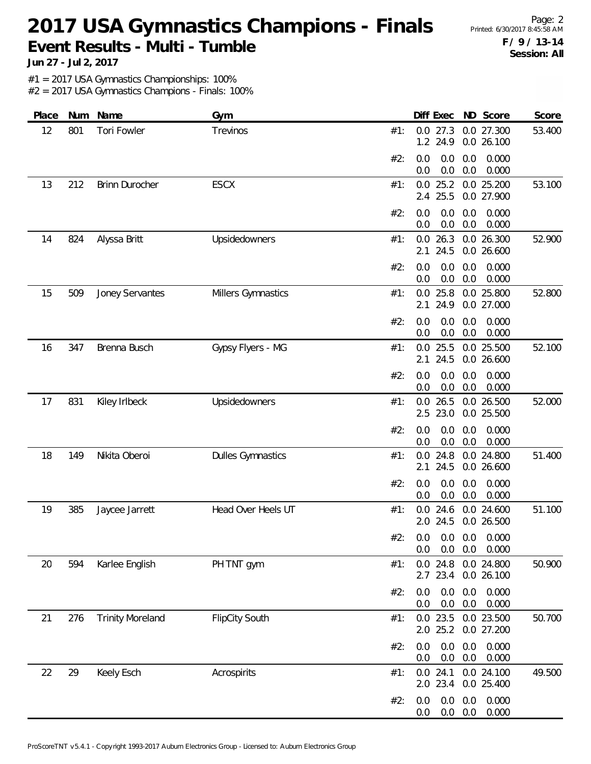# 2017 USA Gymnastics Champions - Finals

**Event Results - Multi - Tumble**

**Jun 27 - Jul 2, 2017**

**F / 9 / 13-14**
**Session: All**

#1 = 2017 USA Gymnastics Championships: 100%
#2 = 2017 USA Gymnastics Champions - Finals: 100%

| Place | Num | Name | Gym | | Diff | Exec | ND | Score | Score |
|---|---|---|---|---|---|---|---|---|---|
| 12 | 801 | Tori Fowler | Trevinos | #1: | 0.0 | 27.3 | 0.0 | 27.300 | 53.400 |
| | | | | | 1.2 | 24.9 | 0.0 | 26.100 | |
| | | | | #2: | 0.0 | 0.0 | 0.0 | 0.000 | |
| | | | | | 0.0 | 0.0 | 0.0 | 0.000 | |
| 13 | 212 | Brinn Durocher | ESCX | #1: | 0.0 | 25.2 | 0.0 | 25.200 | 53.100 |
| | | | | | 2.4 | 25.5 | 0.0 | 27.900 | |
| | | | | #2: | 0.0 | 0.0 | 0.0 | 0.000 | |
| | | | | | 0.0 | 0.0 | 0.0 | 0.000 | |
| 14 | 824 | Alyssa Britt | Upsidedowners | #1: | 0.0 | 26.3 | 0.0 | 26.300 | 52.900 |
| | | | | | 2.1 | 24.5 | 0.0 | 26.600 | |
| | | | | #2: | 0.0 | 0.0 | 0.0 | 0.000 | |
| | | | | | 0.0 | 0.0 | 0.0 | 0.000 | |
| 15 | 509 | Joney Servantes | Millers Gymnastics | #1: | 0.0 | 25.8 | 0.0 | 25.800 | 52.800 |
| | | | | | 2.1 | 24.9 | 0.0 | 27.000 | |
| | | | | #2: | 0.0 | 0.0 | 0.0 | 0.000 | |
| | | | | | 0.0 | 0.0 | 0.0 | 0.000 | |
| 16 | 347 | Brenna Busch | Gypsy Flyers - MG | #1: | 0.0 | 25.5 | 0.0 | 25.500 | 52.100 |
| | | | | | 2.1 | 24.5 | 0.0 | 26.600 | |
| | | | | #2: | 0.0 | 0.0 | 0.0 | 0.000 | |
| | | | | | 0.0 | 0.0 | 0.0 | 0.000 | |
| 17 | 831 | Kiley Irlbeck | Upsidedowners | #1: | 0.0 | 26.5 | 0.0 | 26.500 | 52.000 |
| | | | | | 2.5 | 23.0 | 0.0 | 25.500 | |
| | | | | #2: | 0.0 | 0.0 | 0.0 | 0.000 | |
| | | | | | 0.0 | 0.0 | 0.0 | 0.000 | |
| 18 | 149 | Nikita Oberoi | Dulles Gymnastics | #1: | 0.0 | 24.8 | 0.0 | 24.800 | 51.400 |
| | | | | | 2.1 | 24.5 | 0.0 | 26.600 | |
| | | | | #2: | 0.0 | 0.0 | 0.0 | 0.000 | |
| | | | | | 0.0 | 0.0 | 0.0 | 0.000 | |
| 19 | 385 | Jaycee Jarrett | Head Over Heels UT | #1: | 0.0 | 24.6 | 0.0 | 24.600 | 51.100 |
| | | | | | 2.0 | 24.5 | 0.0 | 26.500 | |
| | | | | #2: | 0.0 | 0.0 | 0.0 | 0.000 | |
| | | | | | 0.0 | 0.0 | 0.0 | 0.000 | |
| 20 | 594 | Karlee English | PH TNT gym | #1: | 0.0 | 24.8 | 0.0 | 24.800 | 50.900 |
| | | | | | 2.7 | 23.4 | 0.0 | 26.100 | |
| | | | | #2: | 0.0 | 0.0 | 0.0 | 0.000 | |
| | | | | | 0.0 | 0.0 | 0.0 | 0.000 | |
| 21 | 276 | Trinity Moreland | FlipCity South | #1: | 0.0 | 23.5 | 0.0 | 23.500 | 50.700 |
| | | | | | 2.0 | 25.2 | 0.0 | 27.200 | |
| | | | | #2: | 0.0 | 0.0 | 0.0 | 0.000 | |
| | | | | | 0.0 | 0.0 | 0.0 | 0.000 | |
| 22 | 29 | Keely Esch | Acrospirits | #1: | 0.0 | 24.1 | 0.0 | 24.100 | 49.500 |
| | | | | | 2.0 | 23.4 | 0.0 | 25.400 | |
| | | | | #2: | 0.0 | 0.0 | 0.0 | 0.000 | |
| | | | | | 0.0 | 0.0 | 0.0 | 0.000 | |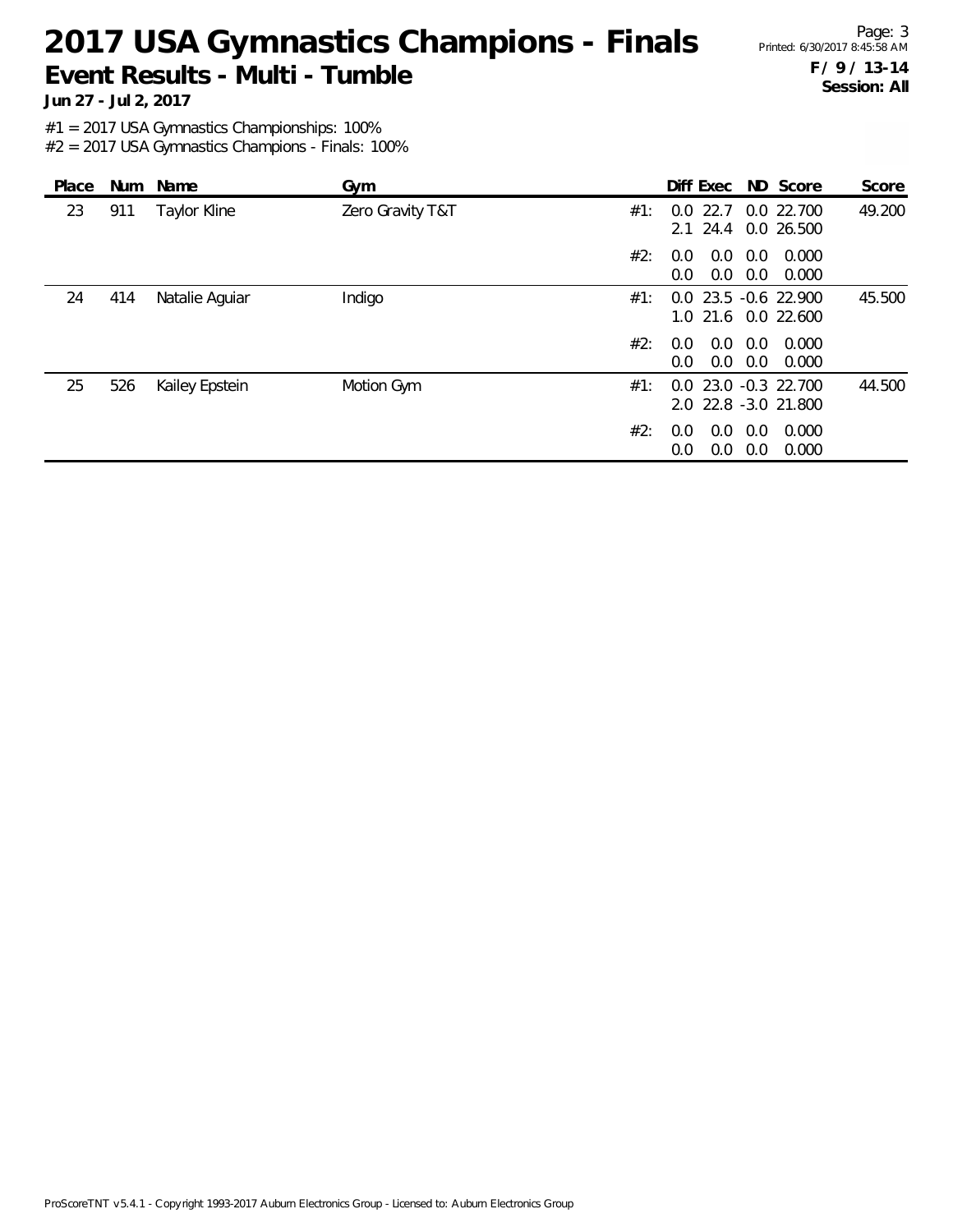# 2017 USA Gymnastics Champions - Finals

## Event Results - Multi - Tumble

**Jun 27 - Jul 2, 2017**

Printed: 6/30/2017 8:45:58 AM

**F / 9 / 13-14**
**Session: All**

#1 = 2017 USA Gymnastics Championships: 100%
#2 = 2017 USA Gymnastics Champions - Finals: 100%

| Place | Num | Name | Gym | | Diff | Exec | ND | Score | Score |
|---|---|---|---|---|---|---|---|---|---|
| 23 | 911 | Taylor Kline | Zero Gravity T&T | #1: | 0.0 | 22.7 | 0.0 | 22.700 | 49.200 |
| | | | | | 2.1 | 24.4 | 0.0 | 26.500 | |
| | | | | #2: | 0.0 | 0.0 | 0.0 | 0.000 | |
| | | | | | 0.0 | 0.0 | 0.0 | 0.000 | |
| 24 | 414 | Natalie Aguiar | Indigo | #1: | 0.0 | 23.5 | -0.6 | 22.900 | 45.500 |
| | | | | | 1.0 | 21.6 | 0.0 | 22.600 | |
| | | | | #2: | 0.0 | 0.0 | 0.0 | 0.000 | |
| | | | | | 0.0 | 0.0 | 0.0 | 0.000 | |
| 25 | 526 | Kailey Epstein | Motion Gym | #1: | 0.0 | 23.0 | -0.3 | 22.700 | 44.500 |
| | | | | | 2.0 | 22.8 | -3.0 | 21.800 | |
| | | | | #2: | 0.0 | 0.0 | 0.0 | 0.000 | |
| | | | | | 0.0 | 0.0 | 0.0 | 0.000 | |

ProScoreTNT v5.4.1 - Copyright 1993-2017 Auburn Electronics Group - Licensed to: Auburn Electronics Group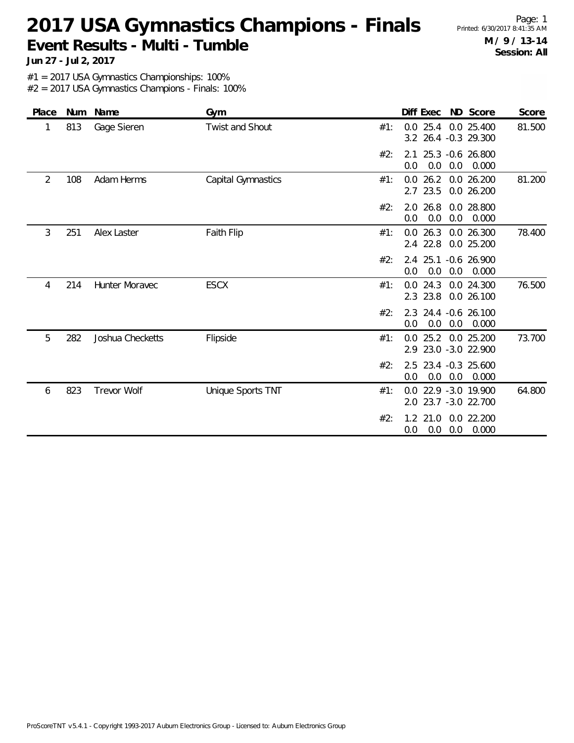# 2017 USA Gymnastics Champions - Finals

## Event Results - Multi - Tumble

**Jun 27 - Jul 2, 2017**

Printed: 6/30/2017 8:41:35 AM

**M / 9 / 13-14**
**Session: All**

#1 = 2017 USA Gymnastics Championships: 100%
#2 = 2017 USA Gymnastics Champions - Finals: 100%

| Place | Num | Name | Gym | | Diff | Exec | ND | Score | Score |
|---|---|---|---|---|---|---|---|---|---|
| 1 | 813 | Gage Sieren | Twist and Shout | #1: | 0.0 | 25.4 | 0.0 | 25.400 | 81.500 |
| | | | | | 3.2 | 26.4 | -0.3 | 29.300 | |
| | | | | #2: | 2.1 | 25.3 | -0.6 | 26.800 | |
| | | | | | 0.0 | 0.0 | 0.0 | 0.000 | |
| 2 | 108 | Adam Herms | Capital Gymnastics | #1: | 0.0 | 26.2 | 0.0 | 26.200 | 81.200 |
| | | | | | 2.7 | 23.5 | 0.0 | 26.200 | |
| | | | | #2: | 2.0 | 26.8 | 0.0 | 28.800 | |
| | | | | | 0.0 | 0.0 | 0.0 | 0.000 | |
| 3 | 251 | Alex Laster | Faith Flip | #1: | 0.0 | 26.3 | 0.0 | 26.300 | 78.400 |
| | | | | | 2.4 | 22.8 | 0.0 | 25.200 | |
| | | | | #2: | 2.4 | 25.1 | -0.6 | 26.900 | |
| | | | | | 0.0 | 0.0 | 0.0 | 0.000 | |
| 4 | 214 | Hunter Moravec | ESCX | #1: | 0.0 | 24.3 | 0.0 | 24.300 | 76.500 |
| | | | | | 2.3 | 23.8 | 0.0 | 26.100 | |
| | | | | #2: | 2.3 | 24.4 | -0.6 | 26.100 | |
| | | | | | 0.0 | 0.0 | 0.0 | 0.000 | |
| 5 | 282 | Joshua Checketts | Flipside | #1: | 0.0 | 25.2 | 0.0 | 25.200 | 73.700 |
| | | | | | 2.9 | 23.0 | -3.0 | 22.900 | |
| | | | | #2: | 2.5 | 23.4 | -0.3 | 25.600 | |
| | | | | | 0.0 | 0.0 | 0.0 | 0.000 | |
| 6 | 823 | Trevor Wolf | Unique Sports TNT | #1: | 0.0 | 22.9 | -3.0 | 19.900 | 64.800 |
| | | | | | 2.0 | 23.7 | -3.0 | 22.700 | |
| | | | | #2: | 1.2 | 21.0 | 0.0 | 22.200 | |
| | | | | | 0.0 | 0.0 | 0.0 | 0.000 | |

ProScoreTNT v5.4.1 - Copyright 1993-2017 Auburn Electronics Group - Licensed to: Auburn Electronics Group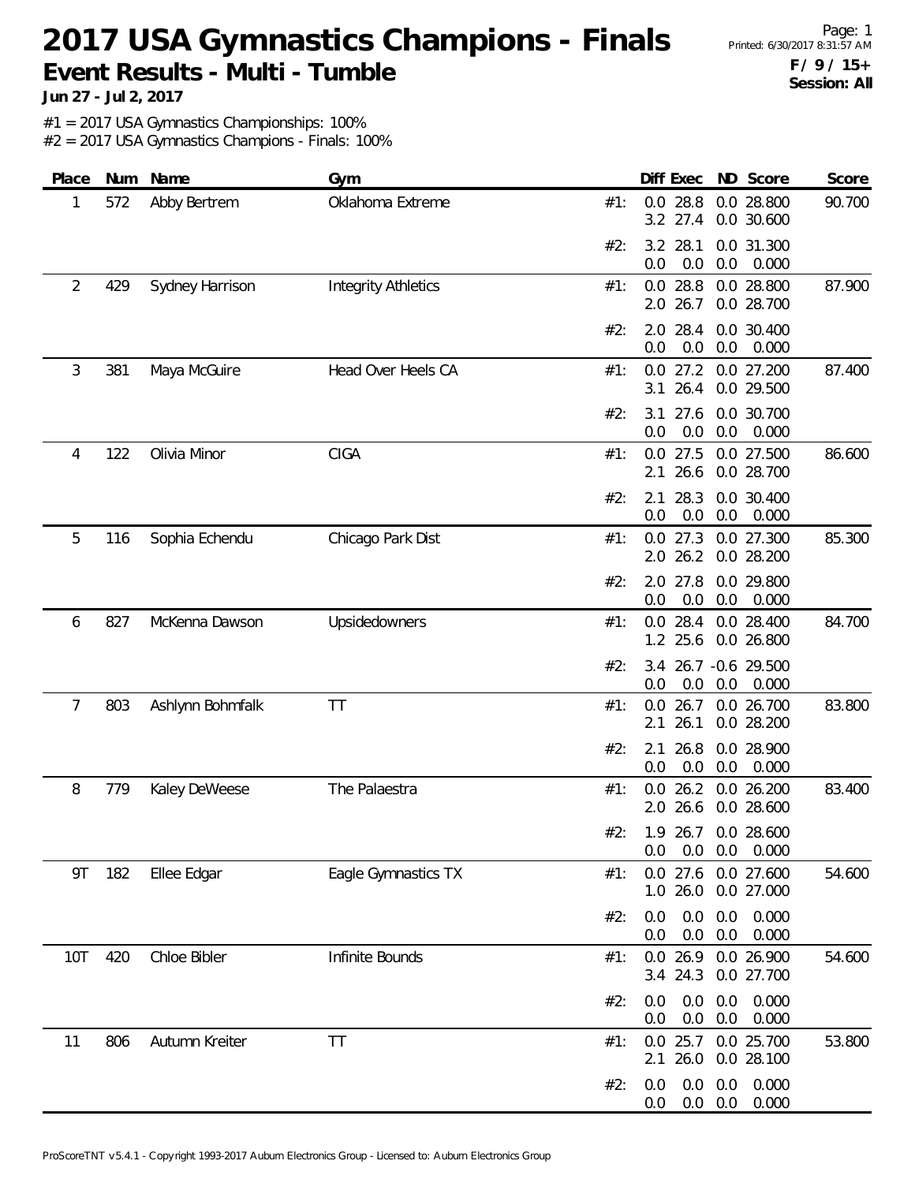# 2017 USA Gymnastics Champions - Finals

**Event Results - Multi - Tumble**

**Jun 27 - Jul 2, 2017**

Printed: 6/30/2017 8:31:57 AM

**F / 9 / 15+**
**Session: All**

#1 = 2017 USA Gymnastics Championships: 100%
#2 = 2017 USA Gymnastics Champions - Finals: 100%

| Place | Num | Name | Gym | | Diff | Exec | ND | Score | Score |
|---|---|---|---|---|---|---|---|---|---|
| 1 | 572 | Abby Bertrem | Oklahoma Extreme | #1: | 0.0 | 28.8 | 0.0 | 28.800 | 90.700 |
| | | | | | 3.2 | 27.4 | 0.0 | 30.600 | |
| | | | | #2: | 3.2 | 28.1 | 0.0 | 31.300 | |
| | | | | | 0.0 | 0.0 | 0.0 | 0.000 | |
| 2 | 429 | Sydney Harrison | Integrity Athletics | #1: | 0.0 | 28.8 | 0.0 | 28.800 | 87.900 |
| | | | | | 2.0 | 26.7 | 0.0 | 28.700 | |
| | | | | #2: | 2.0 | 28.4 | 0.0 | 30.400 | |
| | | | | | 0.0 | 0.0 | 0.0 | 0.000 | |
| 3 | 381 | Maya McGuire | Head Over Heels CA | #1: | 0.0 | 27.2 | 0.0 | 27.200 | 87.400 |
| | | | | | 3.1 | 26.4 | 0.0 | 29.500 | |
| | | | | #2: | 3.1 | 27.6 | 0.0 | 30.700 | |
| | | | | | 0.0 | 0.0 | 0.0 | 0.000 | |
| 4 | 122 | Olivia Minor | CIGA | #1: | 0.0 | 27.5 | 0.0 | 27.500 | 86.600 |
| | | | | | 2.1 | 26.6 | 0.0 | 28.700 | |
| | | | | #2: | 2.1 | 28.3 | 0.0 | 30.400 | |
| | | | | | 0.0 | 0.0 | 0.0 | 0.000 | |
| 5 | 116 | Sophia Echendu | Chicago Park Dist | #1: | 0.0 | 27.3 | 0.0 | 27.300 | 85.300 |
| | | | | | 2.0 | 26.2 | 0.0 | 28.200 | |
| | | | | #2: | 2.0 | 27.8 | 0.0 | 29.800 | |
| | | | | | 0.0 | 0.0 | 0.0 | 0.000 | |
| 6 | 827 | McKenna Dawson | Upsidedowners | #1: | 0.0 | 28.4 | 0.0 | 28.400 | 84.700 |
| | | | | | 1.2 | 25.6 | 0.0 | 26.800 | |
| | | | | #2: | 3.4 | 26.7 | -0.6 | 29.500 | |
| | | | | | 0.0 | 0.0 | 0.0 | 0.000 | |
| 7 | 803 | Ashlynn Bohmfalk | TT | #1: | 0.0 | 26.7 | 0.0 | 26.700 | 83.800 |
| | | | | | 2.1 | 26.1 | 0.0 | 28.200 | |
| | | | | #2: | 2.1 | 26.8 | 0.0 | 28.900 | |
| | | | | | 0.0 | 0.0 | 0.0 | 0.000 | |
| 8 | 779 | Kaley DeWeese | The Palaestra | #1: | 0.0 | 26.2 | 0.0 | 26.200 | 83.400 |
| | | | | | 2.0 | 26.6 | 0.0 | 28.600 | |
| | | | | #2: | 1.9 | 26.7 | 0.0 | 28.600 | |
| | | | | | 0.0 | 0.0 | 0.0 | 0.000 | |
| 9T | 182 | Ellee Edgar | Eagle Gymnastics TX | #1: | 0.0 | 27.6 | 0.0 | 27.600 | 54.600 |
| | | | | | 1.0 | 26.0 | 0.0 | 27.000 | |
| | | | | #2: | 0.0 | 0.0 | 0.0 | 0.000 | |
| | | | | | 0.0 | 0.0 | 0.0 | 0.000 | |
| 10T | 420 | Chloe Bibler | Infinite Bounds | #1: | 0.0 | 26.9 | 0.0 | 26.900 | 54.600 |
| | | | | | 3.4 | 24.3 | 0.0 | 27.700 | |
| | | | | #2: | 0.0 | 0.0 | 0.0 | 0.000 | |
| | | | | | 0.0 | 0.0 | 0.0 | 0.000 | |
| 11 | 806 | Autumn Kreiter | TT | #1: | 0.0 | 25.7 | 0.0 | 25.700 | 53.800 |
| | | | | | 2.1 | 26.0 | 0.0 | 28.100 | |
| | | | | #2: | 0.0 | 0.0 | 0.0 | 0.000 | |
| | | | | | 0.0 | 0.0 | 0.0 | 0.000 | |

ProScoreTNT v5.4.1 - Copyright 1993-2017 Auburn Electronics Group - Licensed to: Auburn Electronics Group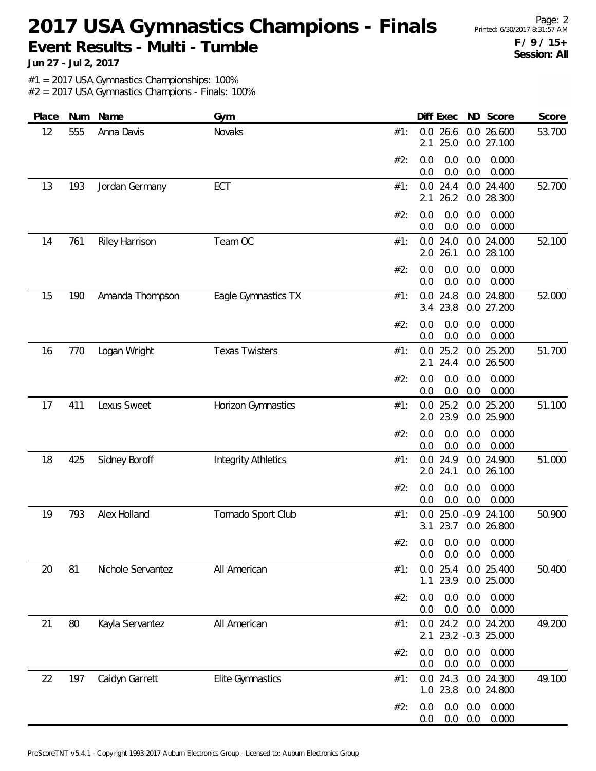# 2017 USA Gymnastics Champions - Finals

## Event Results - Multi - Tumble

**Jun 27 - Jul 2, 2017**

**F / 9 / 15+**
**Session: All**

#1 = 2017 USA Gymnastics Championships: 100%
#2 = 2017 USA Gymnastics Champions - Finals: 100%

| Place | Num | Name | Gym | | Diff | Exec | ND | Score | Score |
|---|---|---|---|---|---|---|---|---|---|
| 12 | 555 | Anna Davis | Novaks | #1: | 0.0 | 26.6 | 0.0 | 26.600 | 53.700 |
| | | | | | 2.1 | 25.0 | 0.0 | 27.100 | |
| | | | | #2: | 0.0 | 0.0 | 0.0 | 0.000 | |
| | | | | | 0.0 | 0.0 | 0.0 | 0.000 | |
| 13 | 193 | Jordan Germany | ECT | #1: | 0.0 | 24.4 | 0.0 | 24.400 | 52.700 |
| | | | | | 2.1 | 26.2 | 0.0 | 28.300 | |
| | | | | #2: | 0.0 | 0.0 | 0.0 | 0.000 | |
| | | | | | 0.0 | 0.0 | 0.0 | 0.000 | |
| 14 | 761 | Riley Harrison | Team OC | #1: | 0.0 | 24.0 | 0.0 | 24.000 | 52.100 |
| | | | | | 2.0 | 26.1 | 0.0 | 28.100 | |
| | | | | #2: | 0.0 | 0.0 | 0.0 | 0.000 | |
| | | | | | 0.0 | 0.0 | 0.0 | 0.000 | |
| 15 | 190 | Amanda Thompson | Eagle Gymnastics TX | #1: | 0.0 | 24.8 | 0.0 | 24.800 | 52.000 |
| | | | | | 3.4 | 23.8 | 0.0 | 27.200 | |
| | | | | #2: | 0.0 | 0.0 | 0.0 | 0.000 | |
| | | | | | 0.0 | 0.0 | 0.0 | 0.000 | |
| 16 | 770 | Logan Wright | Texas Twisters | #1: | 0.0 | 25.2 | 0.0 | 25.200 | 51.700 |
| | | | | | 2.1 | 24.4 | 0.0 | 26.500 | |
| | | | | #2: | 0.0 | 0.0 | 0.0 | 0.000 | |
| | | | | | 0.0 | 0.0 | 0.0 | 0.000 | |
| 17 | 411 | Lexus Sweet | Horizon Gymnastics | #1: | 0.0 | 25.2 | 0.0 | 25.200 | 51.100 |
| | | | | | 2.0 | 23.9 | 0.0 | 25.900 | |
| | | | | #2: | 0.0 | 0.0 | 0.0 | 0.000 | |
| | | | | | 0.0 | 0.0 | 0.0 | 0.000 | |
| 18 | 425 | Sidney Boroff | Integrity Athletics | #1: | 0.0 | 24.9 | 0.0 | 24.900 | 51.000 |
| | | | | | 2.0 | 24.1 | 0.0 | 26.100 | |
| | | | | #2: | 0.0 | 0.0 | 0.0 | 0.000 | |
| | | | | | 0.0 | 0.0 | 0.0 | 0.000 | |
| 19 | 793 | Alex Holland | Tornado Sport Club | #1: | 0.0 | 25.0 | -0.9 | 24.100 | 50.900 |
| | | | | | 3.1 | 23.7 | 0.0 | 26.800 | |
| | | | | #2: | 0.0 | 0.0 | 0.0 | 0.000 | |
| | | | | | 0.0 | 0.0 | 0.0 | 0.000 | |
| 20 | 81 | Nichole Servantez | All American | #1: | 0.0 | 25.4 | 0.0 | 25.400 | 50.400 |
| | | | | | 1.1 | 23.9 | 0.0 | 25.000 | |
| | | | | #2: | 0.0 | 0.0 | 0.0 | 0.000 | |
| | | | | | 0.0 | 0.0 | 0.0 | 0.000 | |
| 21 | 80 | Kayla Servantez | All American | #1: | 0.0 | 24.2 | 0.0 | 24.200 | 49.200 |
| | | | | | 2.1 | 23.2 | -0.3 | 25.000 | |
| | | | | #2: | 0.0 | 0.0 | 0.0 | 0.000 | |
| | | | | | 0.0 | 0.0 | 0.0 | 0.000 | |
| 22 | 197 | Caidyn Garrett | Elite Gymnastics | #1: | 0.0 | 24.3 | 0.0 | 24.300 | 49.100 |
| | | | | | 1.0 | 23.8 | 0.0 | 24.800 | |
| | | | | #2: | 0.0 | 0.0 | 0.0 | 0.000 | |
| | | | | | 0.0 | 0.0 | 0.0 | 0.000 | |

ProScoreTNT v5.4.1 - Copyright 1993-2017 Auburn Electronics Group - Licensed to: Auburn Electronics Group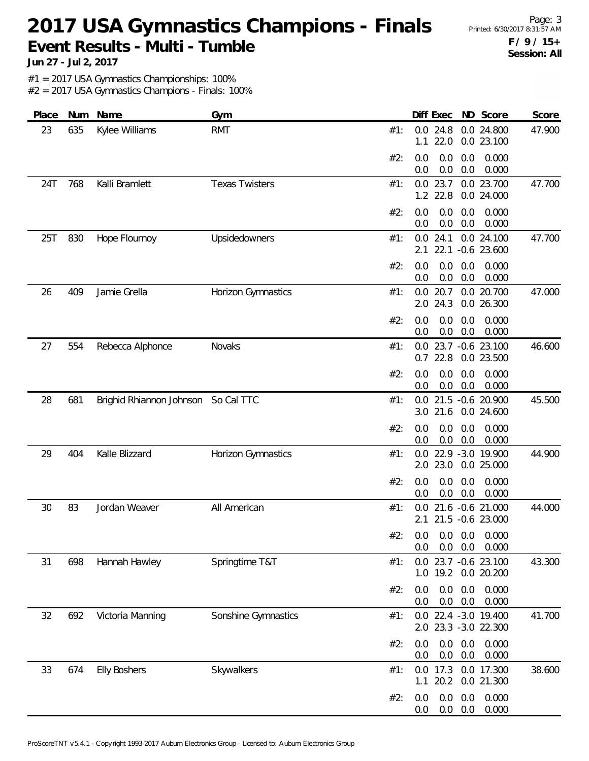# 2017 USA Gymnastics Champions - Finals

## Event Results - Multi - Tumble

**Jun 27 - Jul 2, 2017**

Printed: 6/30/2017 8:31:57 AM

**F / 9 / 15+**
**Session: All**

#1 = 2017 USA Gymnastics Championships: 100%
#2 = 2017 USA Gymnastics Champions - Finals: 100%

| Place | Num | Name | Gym | | Diff | Exec | ND | Score | Score |
|---|---|---|---|---|---|---|---|---|---|
| 23 | 635 | Kylee Williams | RMT | #1: | 0.0 | 24.8 | 0.0 | 24.800 | 47.900 |
| | | | | | 1.1 | 22.0 | 0.0 | 23.100 | |
| | | | | #2: | 0.0 | 0.0 | 0.0 | 0.000 | |
| | | | | | 0.0 | 0.0 | 0.0 | 0.000 | |
| 24T | 768 | Kalli Bramlett | Texas Twisters | #1: | 0.0 | 23.7 | 0.0 | 23.700 | 47.700 |
| | | | | | 1.2 | 22.8 | 0.0 | 24.000 | |
| | | | | #2: | 0.0 | 0.0 | 0.0 | 0.000 | |
| | | | | | 0.0 | 0.0 | 0.0 | 0.000 | |
| 25T | 830 | Hope Flournoy | Upsidedowners | #1: | 0.0 | 24.1 | 0.0 | 24.100 | 47.700 |
| | | | | | 2.1 | 22.1 | -0.6 | 23.600 | |
| | | | | #2: | 0.0 | 0.0 | 0.0 | 0.000 | |
| | | | | | 0.0 | 0.0 | 0.0 | 0.000 | |
| 26 | 409 | Jamie Grella | Horizon Gymnastics | #1: | 0.0 | 20.7 | 0.0 | 20.700 | 47.000 |
| | | | | | 2.0 | 24.3 | 0.0 | 26.300 | |
| | | | | #2: | 0.0 | 0.0 | 0.0 | 0.000 | |
| | | | | | 0.0 | 0.0 | 0.0 | 0.000 | |
| 27 | 554 | Rebecca Alphonce | Novaks | #1: | 0.0 | 23.7 | -0.6 | 23.100 | 46.600 |
| | | | | | 0.7 | 22.8 | 0.0 | 23.500 | |
| | | | | #2: | 0.0 | 0.0 | 0.0 | 0.000 | |
| | | | | | 0.0 | 0.0 | 0.0 | 0.000 | |
| 28 | 681 | Brighid Rhiannon Johnson | So Cal TTC | #1: | 0.0 | 21.5 | -0.6 | 20.900 | 45.500 |
| | | | | | 3.0 | 21.6 | 0.0 | 24.600 | |
| | | | | #2: | 0.0 | 0.0 | 0.0 | 0.000 | |
| | | | | | 0.0 | 0.0 | 0.0 | 0.000 | |
| 29 | 404 | Kalle Blizzard | Horizon Gymnastics | #1: | 0.0 | 22.9 | -3.0 | 19.900 | 44.900 |
| | | | | | 2.0 | 23.0 | 0.0 | 25.000 | |
| | | | | #2: | 0.0 | 0.0 | 0.0 | 0.000 | |
| | | | | | 0.0 | 0.0 | 0.0 | 0.000 | |
| 30 | 83 | Jordan Weaver | All American | #1: | 0.0 | 21.6 | -0.6 | 21.000 | 44.000 |
| | | | | | 2.1 | 21.5 | -0.6 | 23.000 | |
| | | | | #2: | 0.0 | 0.0 | 0.0 | 0.000 | |
| | | | | | 0.0 | 0.0 | 0.0 | 0.000 | |
| 31 | 698 | Hannah Hawley | Springtime T&T | #1: | 0.0 | 23.7 | -0.6 | 23.100 | 43.300 |
| | | | | | 1.0 | 19.2 | 0.0 | 20.200 | |
| | | | | #2: | 0.0 | 0.0 | 0.0 | 0.000 | |
| | | | | | 0.0 | 0.0 | 0.0 | 0.000 | |
| 32 | 692 | Victoria Manning | Sonshine Gymnastics | #1: | 0.0 | 22.4 | -3.0 | 19.400 | 41.700 |
| | | | | | 2.0 | 23.3 | -3.0 | 22.300 | |
| | | | | #2: | 0.0 | 0.0 | 0.0 | 0.000 | |
| | | | | | 0.0 | 0.0 | 0.0 | 0.000 | |
| 33 | 674 | Elly Boshers | Skywalkers | #1: | 0.0 | 17.3 | 0.0 | 17.300 | 38.600 |
| | | | | | 1.1 | 20.2 | 0.0 | 21.300 | |
| | | | | #2: | 0.0 | 0.0 | 0.0 | 0.000 | |
| | | | | | 0.0 | 0.0 | 0.0 | 0.000 | |

ProScoreTNT v5.4.1 - Copyright 1993-2017 Auburn Electronics Group - Licensed to: Auburn Electronics Group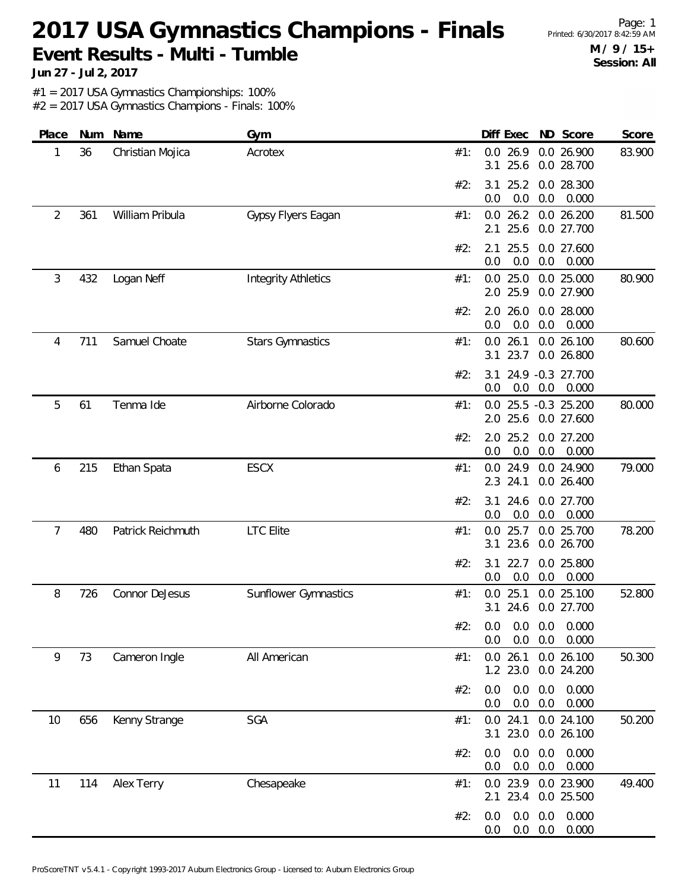# 2017 USA Gymnastics Champions - Finals

## Event Results - Multi - Tumble

**Jun 27 - Jul 2, 2017**

**M / 9 / 15+**
**Session: All**

#1 = 2017 USA Gymnastics Championships: 100%
#2 = 2017 USA Gymnastics Champions - Finals: 100%

| Place | Num | Name | Gym | | Diff | Exec | ND | Score | Score |
|---|---|---|---|---|---|---|---|---|---|
| 1 | 36 | Christian Mojica | Acrotex | #1: | 0.0 | 26.9 | 0.0 | 26.900 | 83.900 |
| | | | | | 3.1 | 25.6 | 0.0 | 28.700 | |
| | | | | #2: | 3.1 | 25.2 | 0.0 | 28.300 | |
| | | | | | 0.0 | 0.0 | 0.0 | 0.000 | |
| 2 | 361 | William Pribula | Gypsy Flyers Eagan | #1: | 0.0 | 26.2 | 0.0 | 26.200 | 81.500 |
| | | | | | 2.1 | 25.6 | 0.0 | 27.700 | |
| | | | | #2: | 2.1 | 25.5 | 0.0 | 27.600 | |
| | | | | | 0.0 | 0.0 | 0.0 | 0.000 | |
| 3 | 432 | Logan Neff | Integrity Athletics | #1: | 0.0 | 25.0 | 0.0 | 25.000 | 80.900 |
| | | | | | 2.0 | 25.9 | 0.0 | 27.900 | |
| | | | | #2: | 2.0 | 26.0 | 0.0 | 28.000 | |
| | | | | | 0.0 | 0.0 | 0.0 | 0.000 | |
| 4 | 711 | Samuel Choate | Stars Gymnastics | #1: | 0.0 | 26.1 | 0.0 | 26.100 | 80.600 |
| | | | | | 3.1 | 23.7 | 0.0 | 26.800 | |
| | | | | #2: | 3.1 | 24.9 | -0.3 | 27.700 | |
| | | | | | 0.0 | 0.0 | 0.0 | 0.000 | |
| 5 | 61 | Tenma Ide | Airborne Colorado | #1: | 0.0 | 25.5 | -0.3 | 25.200 | 80.000 |
| | | | | | 2.0 | 25.6 | 0.0 | 27.600 | |
| | | | | #2: | 2.0 | 25.2 | 0.0 | 27.200 | |
| | | | | | 0.0 | 0.0 | 0.0 | 0.000 | |
| 6 | 215 | Ethan Spata | ESCX | #1: | 0.0 | 24.9 | 0.0 | 24.900 | 79.000 |
| | | | | | 2.3 | 24.1 | 0.0 | 26.400 | |
| | | | | #2: | 3.1 | 24.6 | 0.0 | 27.700 | |
| | | | | | 0.0 | 0.0 | 0.0 | 0.000 | |
| 7 | 480 | Patrick Reichmuth | LTC Elite | #1: | 0.0 | 25.7 | 0.0 | 25.700 | 78.200 |
| | | | | | 3.1 | 23.6 | 0.0 | 26.700 | |
| | | | | #2: | 3.1 | 22.7 | 0.0 | 25.800 | |
| | | | | | 0.0 | 0.0 | 0.0 | 0.000 | |
| 8 | 726 | Connor DeJesus | Sunflower Gymnastics | #1: | 0.0 | 25.1 | 0.0 | 25.100 | 52.800 |
| | | | | | 3.1 | 24.6 | 0.0 | 27.700 | |
| | | | | #2: | 0.0 | 0.0 | 0.0 | 0.000 | |
| | | | | | 0.0 | 0.0 | 0.0 | 0.000 | |
| 9 | 73 | Cameron Ingle | All American | #1: | 0.0 | 26.1 | 0.0 | 26.100 | 50.300 |
| | | | | | 1.2 | 23.0 | 0.0 | 24.200 | |
| | | | | #2: | 0.0 | 0.0 | 0.0 | 0.000 | |
| | | | | | 0.0 | 0.0 | 0.0 | 0.000 | |
| 10 | 656 | Kenny Strange | SGA | #1: | 0.0 | 24.1 | 0.0 | 24.100 | 50.200 |
| | | | | | 3.1 | 23.0 | 0.0 | 26.100 | |
| | | | | #2: | 0.0 | 0.0 | 0.0 | 0.000 | |
| | | | | | 0.0 | 0.0 | 0.0 | 0.000 | |
| 11 | 114 | Alex Terry | Chesapeake | #1: | 0.0 | 23.9 | 0.0 | 23.900 | 49.400 |
| | | | | | 2.1 | 23.4 | 0.0 | 25.500 | |
| | | | | #2: | 0.0 | 0.0 | 0.0 | 0.000 | |
| | | | | | 0.0 | 0.0 | 0.0 | 0.000 | |

ProScoreTNT v5.4.1 - Copyright 1993-2017 Auburn Electronics Group - Licensed to: Auburn Electronics Group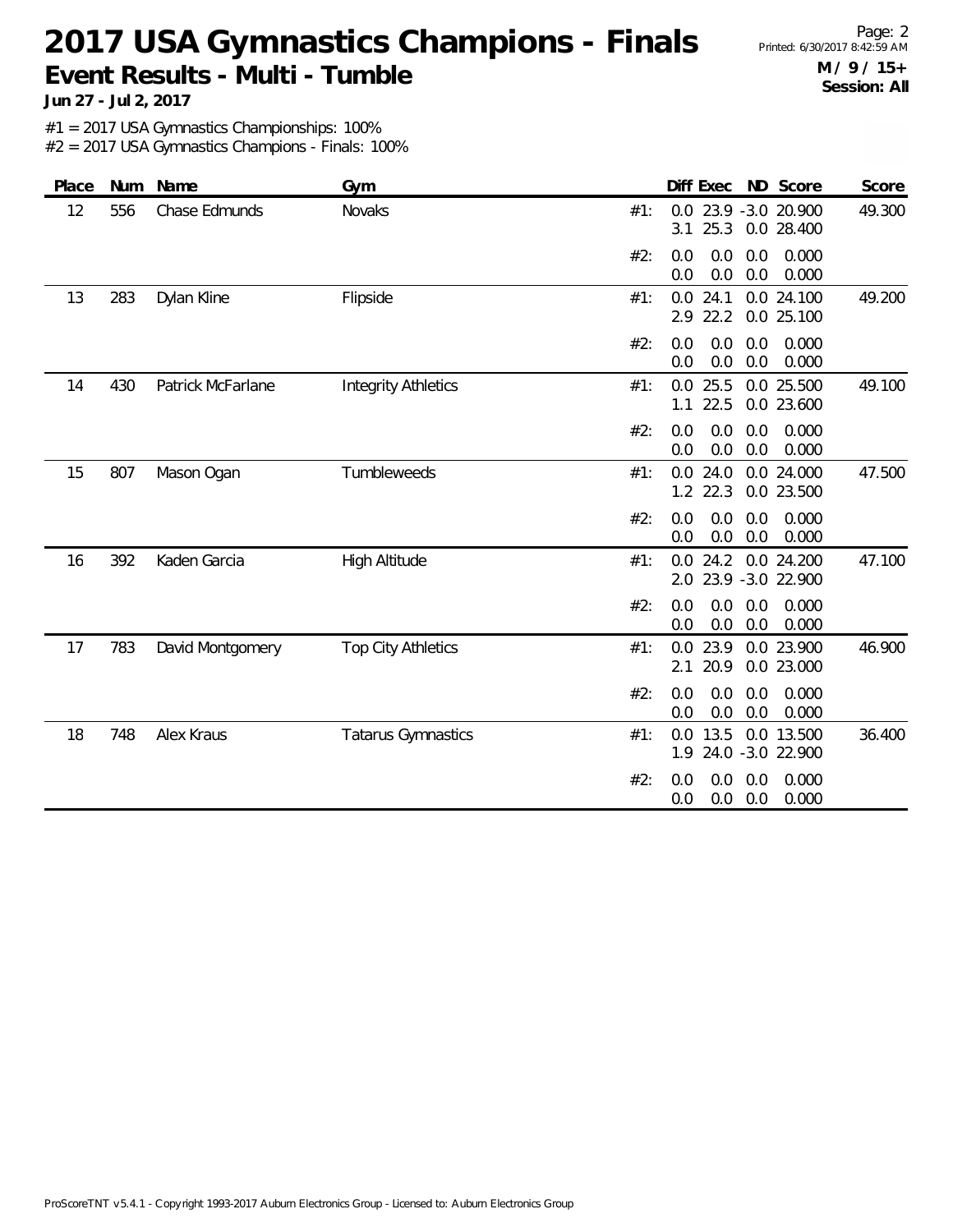# 2017 USA Gymnastics Champions - Finals

## Event Results - Multi - Tumble

**Jun 27 - Jul 2, 2017**

**M / 9 / 15+**
**Session: All**

#1 = 2017 USA Gymnastics Championships: 100%
#2 = 2017 USA Gymnastics Champions - Finals: 100%

| Place | Num | Name | Gym | | Diff | Exec | ND | Score | Score |
|---|---|---|---|---|---|---|---|---|---|
| 12 | 556 | Chase Edmunds | Novaks | #1: | 0.0 | 23.9 | -3.0 | 20.900 | 49.300 |
| | | | | | 3.1 | 25.3 | 0.0 | 28.400 | |
| | | | | #2: | 0.0 | 0.0 | 0.0 | 0.000 | |
| | | | | | 0.0 | 0.0 | 0.0 | 0.000 | |
| 13 | 283 | Dylan Kline | Flipside | #1: | 0.0 | 24.1 | 0.0 | 24.100 | 49.200 |
| | | | | | 2.9 | 22.2 | 0.0 | 25.100 | |
| | | | | #2: | 0.0 | 0.0 | 0.0 | 0.000 | |
| | | | | | 0.0 | 0.0 | 0.0 | 0.000 | |
| 14 | 430 | Patrick McFarlane | Integrity Athletics | #1: | 0.0 | 25.5 | 0.0 | 25.500 | 49.100 |
| | | | | | 1.1 | 22.5 | 0.0 | 23.600 | |
| | | | | #2: | 0.0 | 0.0 | 0.0 | 0.000 | |
| | | | | | 0.0 | 0.0 | 0.0 | 0.000 | |
| 15 | 807 | Mason Ogan | Tumbleweeds | #1: | 0.0 | 24.0 | 0.0 | 24.000 | 47.500 |
| | | | | | 1.2 | 22.3 | 0.0 | 23.500 | |
| | | | | #2: | 0.0 | 0.0 | 0.0 | 0.000 | |
| | | | | | 0.0 | 0.0 | 0.0 | 0.000 | |
| 16 | 392 | Kaden Garcia | High Altitude | #1: | 0.0 | 24.2 | 0.0 | 24.200 | 47.100 |
| | | | | | 2.0 | 23.9 | -3.0 | 22.900 | |
| | | | | #2: | 0.0 | 0.0 | 0.0 | 0.000 | |
| | | | | | 0.0 | 0.0 | 0.0 | 0.000 | |
| 17 | 783 | David Montgomery | Top City Athletics | #1: | 0.0 | 23.9 | 0.0 | 23.900 | 46.900 |
| | | | | | 2.1 | 20.9 | 0.0 | 23.000 | |
| | | | | #2: | 0.0 | 0.0 | 0.0 | 0.000 | |
| | | | | | 0.0 | 0.0 | 0.0 | 0.000 | |
| 18 | 748 | Alex Kraus | Tatarus Gymnastics | #1: | 0.0 | 13.5 | 0.0 | 13.500 | 36.400 |
| | | | | | 1.9 | 24.0 | -3.0 | 22.900 | |
| | | | | #2: | 0.0 | 0.0 | 0.0 | 0.000 | |
| | | | | | 0.0 | 0.0 | 0.0 | 0.000 | |

ProScoreTNT v5.4.1 - Copyright 1993-2017 Auburn Electronics Group - Licensed to: Auburn Electronics Group